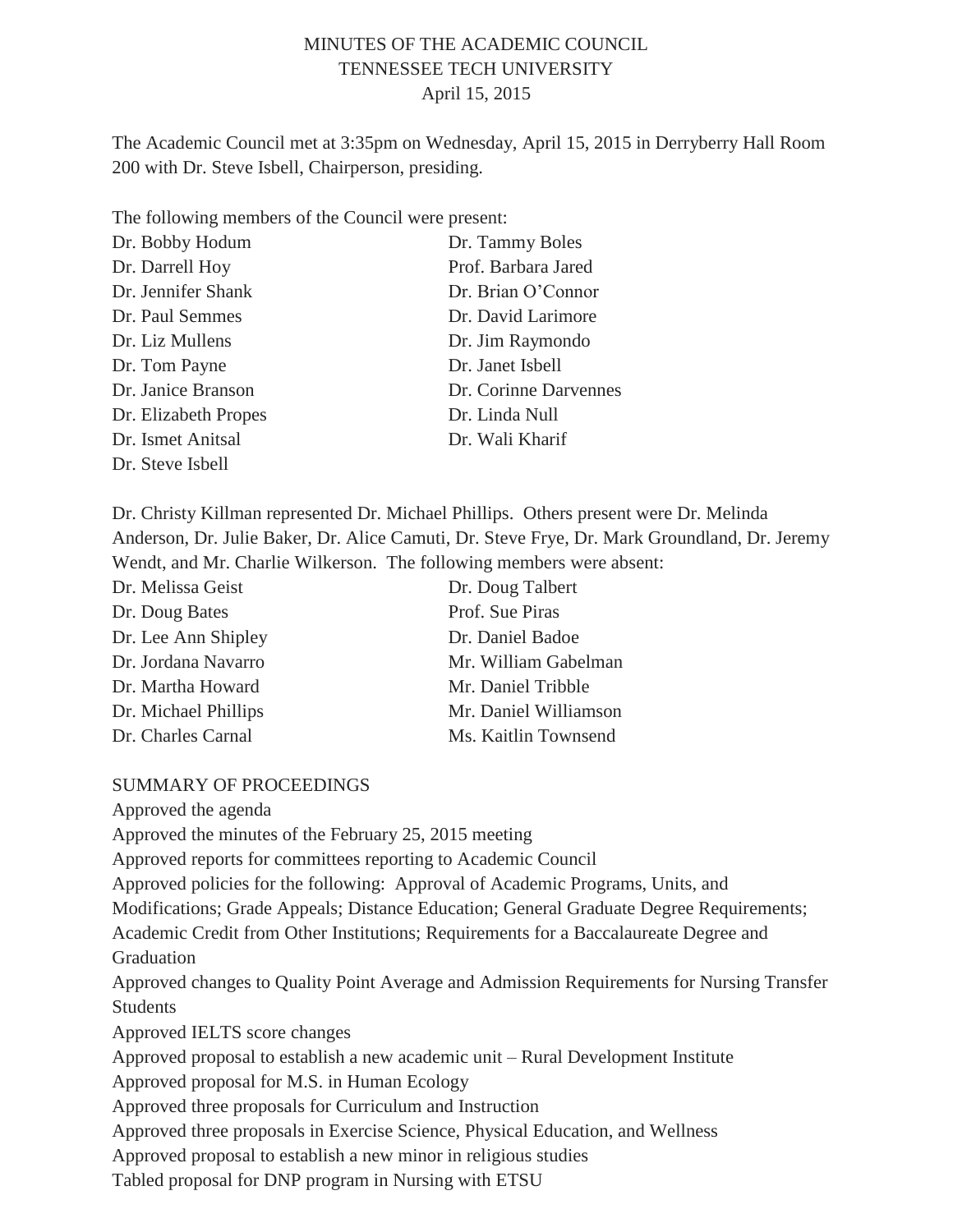# MINUTES OF THE ACADEMIC COUNCIL
## TENNESSEE TECH UNIVERSITY
### April 15, 2015

The Academic Council met at 3:35pm on Wednesday, April 15, 2015 in Derryberry Hall Room 200 with Dr. Steve Isbell, Chairperson, presiding.

The following members of the Council were present:

Dr. Bobby Hodum
Dr. Darrell Hoy
Dr. Jennifer Shank
Dr. Paul Semmes
Dr. Liz Mullens
Dr. Tom Payne
Dr. Janice Branson
Dr. Elizabeth Propes
Dr. Ismet Anitsal
Dr. Steve Isbell
Dr. Tammy Boles
Prof. Barbara Jared
Dr. Brian O'Connor
Dr. David Larimore
Dr. Jim Raymondo
Dr. Janet Isbell
Dr. Corinne Darvennes
Dr. Linda Null
Dr. Wali Kharif

Dr. Christy Killman represented Dr. Michael Phillips. Others present were Dr. Melinda Anderson, Dr. Julie Baker, Dr. Alice Camuti, Dr. Steve Frye, Dr. Mark Groundland, Dr. Jeremy Wendt, and Mr. Charlie Wilkerson. The following members were absent:

Dr. Melissa Geist
Dr. Doug Bates
Dr. Lee Ann Shipley
Dr. Jordana Navarro
Dr. Martha Howard
Dr. Michael Phillips
Dr. Charles Carnal
Dr. Doug Talbert
Prof. Sue Piras
Dr. Daniel Badoe
Mr. William Gabelman
Mr. Daniel Tribble
Mr. Daniel Williamson
Ms. Kaitlin Townsend

SUMMARY OF PROCEEDINGS

Approved the agenda
Approved the minutes of the February 25, 2015 meeting
Approved reports for committees reporting to Academic Council
Approved policies for the following: Approval of Academic Programs, Units, and Modifications; Grade Appeals; Distance Education; General Graduate Degree Requirements; Academic Credit from Other Institutions; Requirements for a Baccalaureate Degree and Graduation
Approved changes to Quality Point Average and Admission Requirements for Nursing Transfer Students
Approved IELTS score changes
Approved proposal to establish a new academic unit – Rural Development Institute
Approved proposal for M.S. in Human Ecology
Approved three proposals for Curriculum and Instruction
Approved three proposals in Exercise Science, Physical Education, and Wellness
Approved proposal to establish a new minor in religious studies
Tabled proposal for DNP program in Nursing with ETSU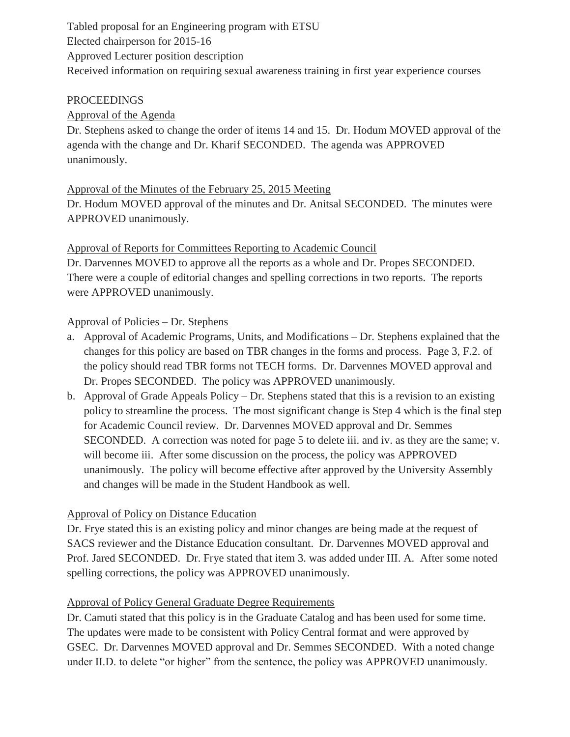Tabled proposal for an Engineering program with ETSU
Elected chairperson for 2015-16
Approved Lecturer position description
Received information on requiring sexual awareness training in first year experience courses

PROCEEDINGS

Approval of the Agenda

Dr. Stephens asked to change the order of items 14 and 15. Dr. Hodum MOVED approval of the agenda with the change and Dr. Kharif SECONDED. The agenda was APPROVED unanimously.

Approval of the Minutes of the February 25, 2015 Meeting

Dr. Hodum MOVED approval of the minutes and Dr. Anitsal SECONDED. The minutes were APPROVED unanimously.

Approval of Reports for Committees Reporting to Academic Council

Dr. Darvennes MOVED to approve all the reports as a whole and Dr. Propes SECONDED. There were a couple of editorial changes and spelling corrections in two reports. The reports were APPROVED unanimously.

Approval of Policies – Dr. Stephens

a. Approval of Academic Programs, Units, and Modifications – Dr. Stephens explained that the changes for this policy are based on TBR changes in the forms and process. Page 3, F.2. of the policy should read TBR forms not TECH forms. Dr. Darvennes MOVED approval and Dr. Propes SECONDED. The policy was APPROVED unanimously.
b. Approval of Grade Appeals Policy – Dr. Stephens stated that this is a revision to an existing policy to streamline the process. The most significant change is Step 4 which is the final step for Academic Council review. Dr. Darvennes MOVED approval and Dr. Semmes SECONDED. A correction was noted for page 5 to delete iii. and iv. as they are the same; v. will become iii. After some discussion on the process, the policy was APPROVED unanimously. The policy will become effective after approved by the University Assembly and changes will be made in the Student Handbook as well.

Approval of Policy on Distance Education

Dr. Frye stated this is an existing policy and minor changes are being made at the request of SACS reviewer and the Distance Education consultant. Dr. Darvennes MOVED approval and Prof. Jared SECONDED. Dr. Frye stated that item 3. was added under III. A. After some noted spelling corrections, the policy was APPROVED unanimously.

Approval of Policy General Graduate Degree Requirements

Dr. Camuti stated that this policy is in the Graduate Catalog and has been used for some time. The updates were made to be consistent with Policy Central format and were approved by GSEC. Dr. Darvennes MOVED approval and Dr. Semmes SECONDED. With a noted change under II.D. to delete "or higher" from the sentence, the policy was APPROVED unanimously.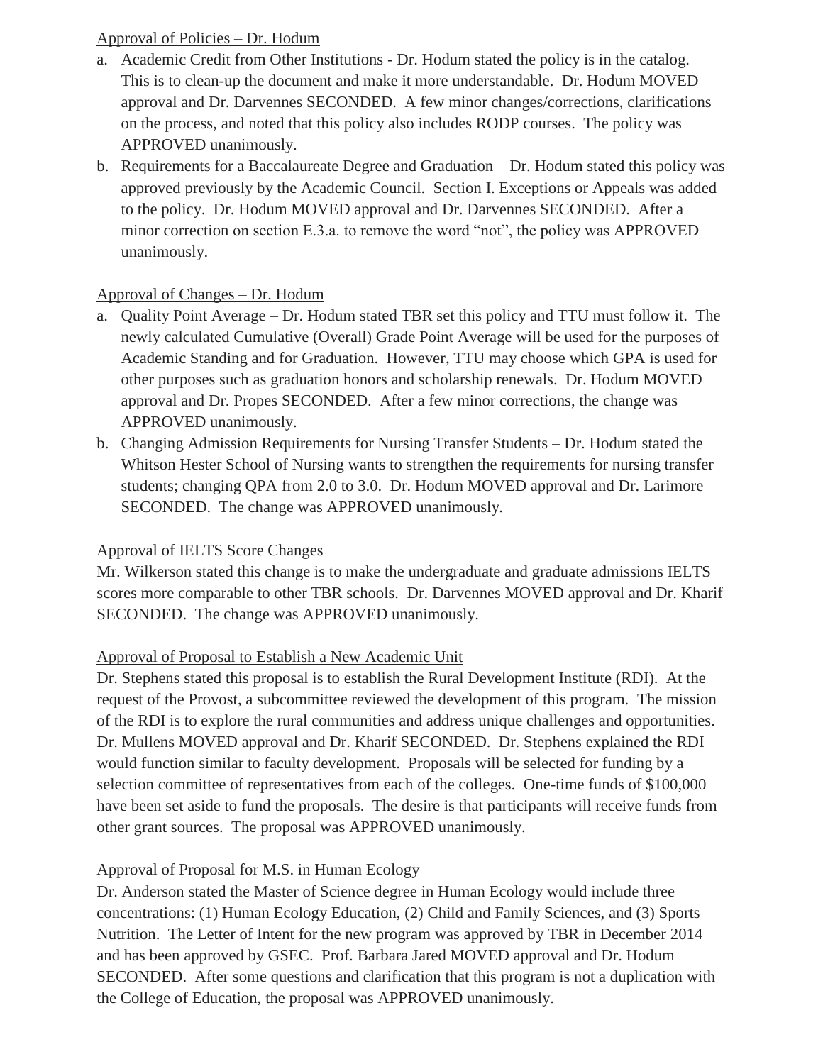Approval of Policies – Dr. Hodum

a. Academic Credit from Other Institutions - Dr. Hodum stated the policy is in the catalog. This is to clean-up the document and make it more understandable. Dr. Hodum MOVED approval and Dr. Darvennes SECONDED. A few minor changes/corrections, clarifications on the process, and noted that this policy also includes RODP courses. The policy was APPROVED unanimously.
b. Requirements for a Baccalaureate Degree and Graduation – Dr. Hodum stated this policy was approved previously by the Academic Council. Section I. Exceptions or Appeals was added to the policy. Dr. Hodum MOVED approval and Dr. Darvennes SECONDED. After a minor correction on section E.3.a. to remove the word "not", the policy was APPROVED unanimously.

Approval of Changes – Dr. Hodum

a. Quality Point Average – Dr. Hodum stated TBR set this policy and TTU must follow it. The newly calculated Cumulative (Overall) Grade Point Average will be used for the purposes of Academic Standing and for Graduation. However, TTU may choose which GPA is used for other purposes such as graduation honors and scholarship renewals. Dr. Hodum MOVED approval and Dr. Propes SECONDED. After a few minor corrections, the change was APPROVED unanimously.
b. Changing Admission Requirements for Nursing Transfer Students – Dr. Hodum stated the Whitson Hester School of Nursing wants to strengthen the requirements for nursing transfer students; changing QPA from 2.0 to 3.0. Dr. Hodum MOVED approval and Dr. Larimore SECONDED. The change was APPROVED unanimously.

Approval of IELTS Score Changes

Mr. Wilkerson stated this change is to make the undergraduate and graduate admissions IELTS scores more comparable to other TBR schools. Dr. Darvennes MOVED approval and Dr. Kharif SECONDED. The change was APPROVED unanimously.

Approval of Proposal to Establish a New Academic Unit

Dr. Stephens stated this proposal is to establish the Rural Development Institute (RDI). At the request of the Provost, a subcommittee reviewed the development of this program. The mission of the RDI is to explore the rural communities and address unique challenges and opportunities. Dr. Mullens MOVED approval and Dr. Kharif SECONDED. Dr. Stephens explained the RDI would function similar to faculty development. Proposals will be selected for funding by a selection committee of representatives from each of the colleges. One-time funds of $100,000 have been set aside to fund the proposals. The desire is that participants will receive funds from other grant sources. The proposal was APPROVED unanimously.

Approval of Proposal for M.S. in Human Ecology

Dr. Anderson stated the Master of Science degree in Human Ecology would include three concentrations: (1) Human Ecology Education, (2) Child and Family Sciences, and (3) Sports Nutrition. The Letter of Intent for the new program was approved by TBR in December 2014 and has been approved by GSEC. Prof. Barbara Jared MOVED approval and Dr. Hodum SECONDED. After some questions and clarification that this program is not a duplication with the College of Education, the proposal was APPROVED unanimously.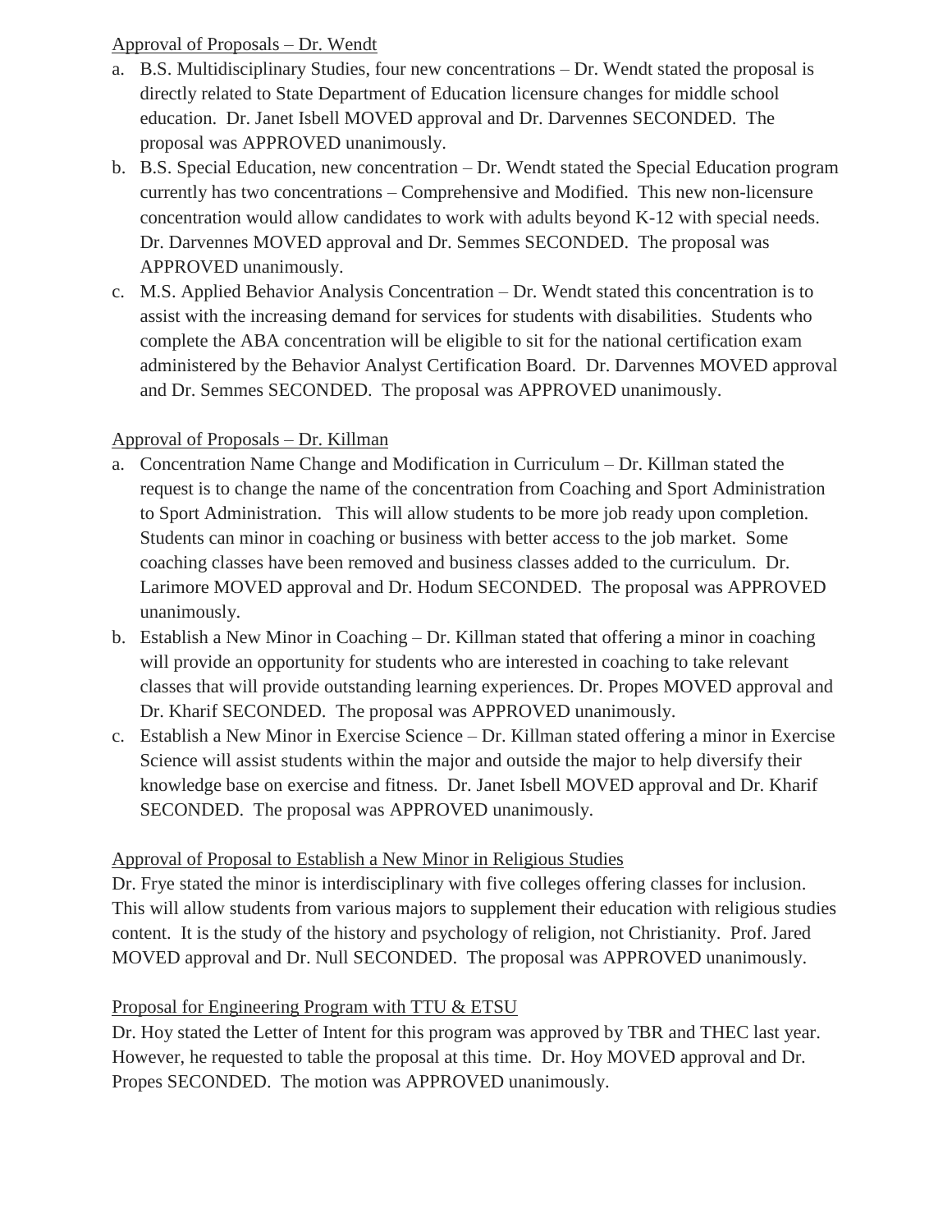Approval of Proposals – Dr. Wendt

a. B.S. Multidisciplinary Studies, four new concentrations – Dr. Wendt stated the proposal is directly related to State Department of Education licensure changes for middle school education. Dr. Janet Isbell MOVED approval and Dr. Darvennes SECONDED. The proposal was APPROVED unanimously.
b. B.S. Special Education, new concentration – Dr. Wendt stated the Special Education program currently has two concentrations – Comprehensive and Modified. This new non-licensure concentration would allow candidates to work with adults beyond K-12 with special needs. Dr. Darvennes MOVED approval and Dr. Semmes SECONDED. The proposal was APPROVED unanimously.
c. M.S. Applied Behavior Analysis Concentration – Dr. Wendt stated this concentration is to assist with the increasing demand for services for students with disabilities. Students who complete the ABA concentration will be eligible to sit for the national certification exam administered by the Behavior Analyst Certification Board. Dr. Darvennes MOVED approval and Dr. Semmes SECONDED. The proposal was APPROVED unanimously.

Approval of Proposals – Dr. Killman

a. Concentration Name Change and Modification in Curriculum – Dr. Killman stated the request is to change the name of the concentration from Coaching and Sport Administration to Sport Administration. This will allow students to be more job ready upon completion. Students can minor in coaching or business with better access to the job market. Some coaching classes have been removed and business classes added to the curriculum. Dr. Larimore MOVED approval and Dr. Hodum SECONDED. The proposal was APPROVED unanimously.
b. Establish a New Minor in Coaching – Dr. Killman stated that offering a minor in coaching will provide an opportunity for students who are interested in coaching to take relevant classes that will provide outstanding learning experiences. Dr. Propes MOVED approval and Dr. Kharif SECONDED. The proposal was APPROVED unanimously.
c. Establish a New Minor in Exercise Science – Dr. Killman stated offering a minor in Exercise Science will assist students within the major and outside the major to help diversify their knowledge base on exercise and fitness. Dr. Janet Isbell MOVED approval and Dr. Kharif SECONDED. The proposal was APPROVED unanimously.

Approval of Proposal to Establish a New Minor in Religious Studies

Dr. Frye stated the minor is interdisciplinary with five colleges offering classes for inclusion. This will allow students from various majors to supplement their education with religious studies content. It is the study of the history and psychology of religion, not Christianity. Prof. Jared MOVED approval and Dr. Null SECONDED. The proposal was APPROVED unanimously.

Proposal for Engineering Program with TTU & ETSU

Dr. Hoy stated the Letter of Intent for this program was approved by TBR and THEC last year. However, he requested to table the proposal at this time. Dr. Hoy MOVED approval and Dr. Propes SECONDED. The motion was APPROVED unanimously.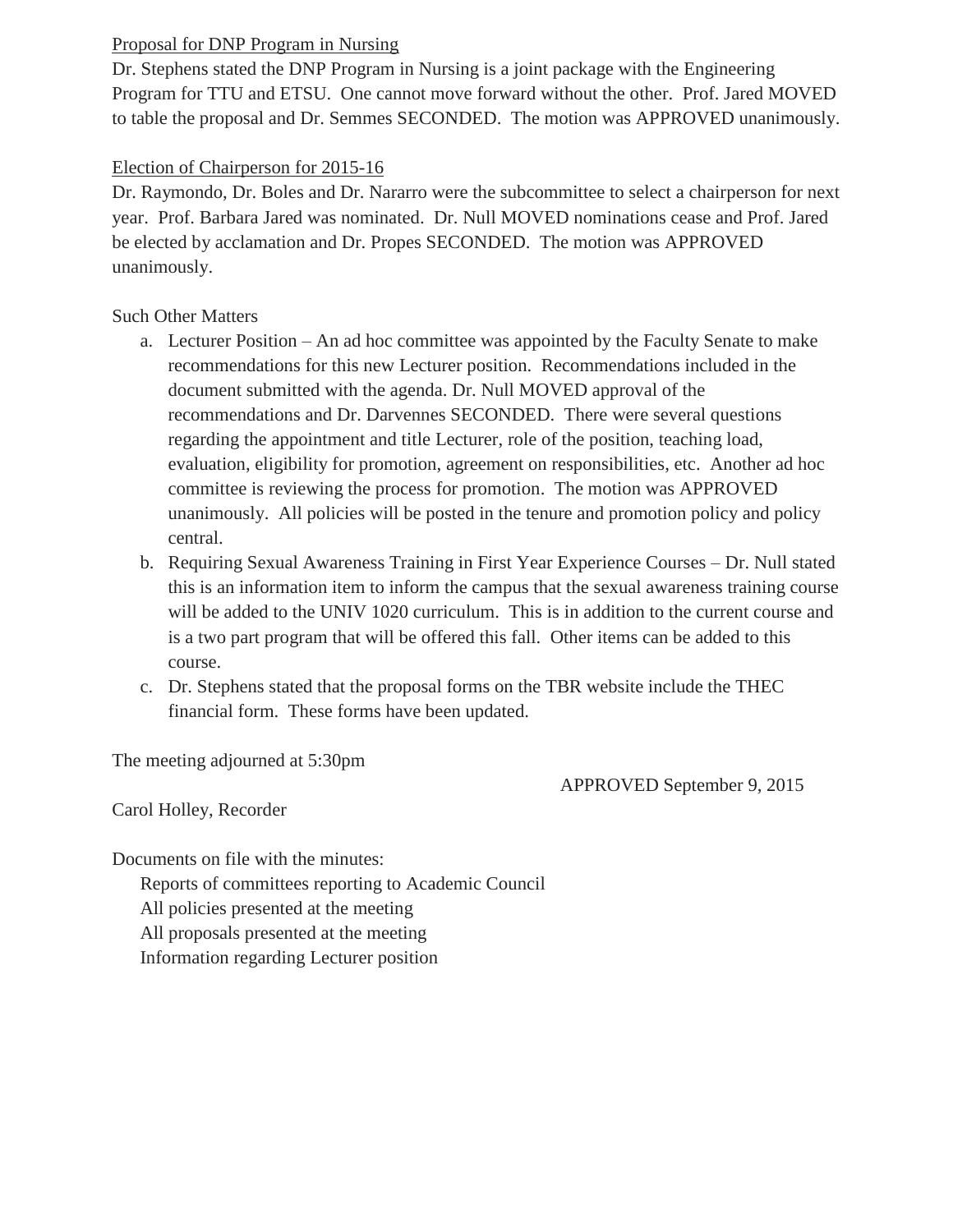Proposal for DNP Program in Nursing

Dr. Stephens stated the DNP Program in Nursing is a joint package with the Engineering Program for TTU and ETSU. One cannot move forward without the other. Prof. Jared MOVED to table the proposal and Dr. Semmes SECONDED. The motion was APPROVED unanimously.

Election of Chairperson for 2015-16

Dr. Raymondo, Dr. Boles and Dr. Nararro were the subcommittee to select a chairperson for next year. Prof. Barbara Jared was nominated. Dr. Null MOVED nominations cease and Prof. Jared be elected by acclamation and Dr. Propes SECONDED. The motion was APPROVED unanimously.

Such Other Matters

a. Lecturer Position – An ad hoc committee was appointed by the Faculty Senate to make recommendations for this new Lecturer position. Recommendations included in the document submitted with the agenda. Dr. Null MOVED approval of the recommendations and Dr. Darvennes SECONDED. There were several questions regarding the appointment and title Lecturer, role of the position, teaching load, evaluation, eligibility for promotion, agreement on responsibilities, etc. Another ad hoc committee is reviewing the process for promotion. The motion was APPROVED unanimously. All policies will be posted in the tenure and promotion policy and policy central.
b. Requiring Sexual Awareness Training in First Year Experience Courses – Dr. Null stated this is an information item to inform the campus that the sexual awareness training course will be added to the UNIV 1020 curriculum. This is in addition to the current course and is a two part program that will be offered this fall. Other items can be added to this course.
c. Dr. Stephens stated that the proposal forms on the TBR website include the THEC financial form. These forms have been updated.

The meeting adjourned at 5:30pm

APPROVED September 9, 2015

Carol Holley, Recorder

Documents on file with the minutes:

Reports of committees reporting to Academic Council
All policies presented at the meeting
All proposals presented at the meeting
Information regarding Lecturer position